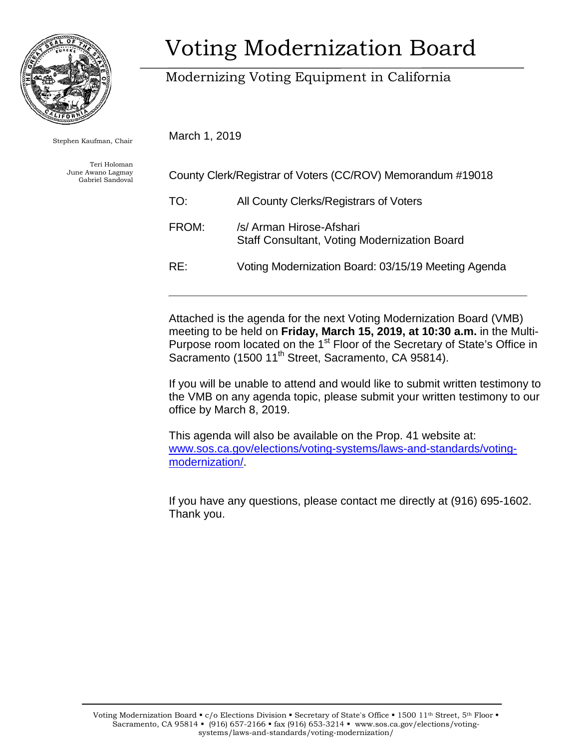# Voting Modernization Board

## Modernizing Voting Equipment in California

Stephen Kaufman, Chair

Teri Holoman
June Awano Lagmay
Gabriel Sandoval

March 1, 2019

County Clerk/Registrar of Voters (CC/ROV) Memorandum #19018

TO: All County Clerks/Registrars of Voters

FROM: /s/ Arman Hirose-Afshari
Staff Consultant, Voting Modernization Board

RE: Voting Modernization Board: 03/15/19 Meeting Agenda

---

Attached is the agenda for the next Voting Modernization Board (VMB) meeting to be held on **Friday, March 15, 2019, at 10:30 a.m.** in the Multi-Purpose room located on the 1st Floor of the Secretary of State's Office in Sacramento (1500 11th Street, Sacramento, CA 95814).

If you will be unable to attend and would like to submit written testimony to the VMB on any agenda topic, please submit your written testimony to our office by March 8, 2019.

This agenda will also be available on the Prop. 41 website at: www.sos.ca.gov/elections/voting-systems/laws-and-standards/voting-modernization/.

If you have any questions, please contact me directly at (916) 695-1602. Thank you.

Voting Modernization Board ▪ c/o Elections Division ▪ Secretary of State's Office ▪ 1500 11th Street, 5th Floor ▪ Sacramento, CA 95814 ▪ (916) 657-2166 ▪ fax (916) 653-3214 ▪ www.sos.ca.gov/elections/voting-systems/laws-and-standards/voting-modernization/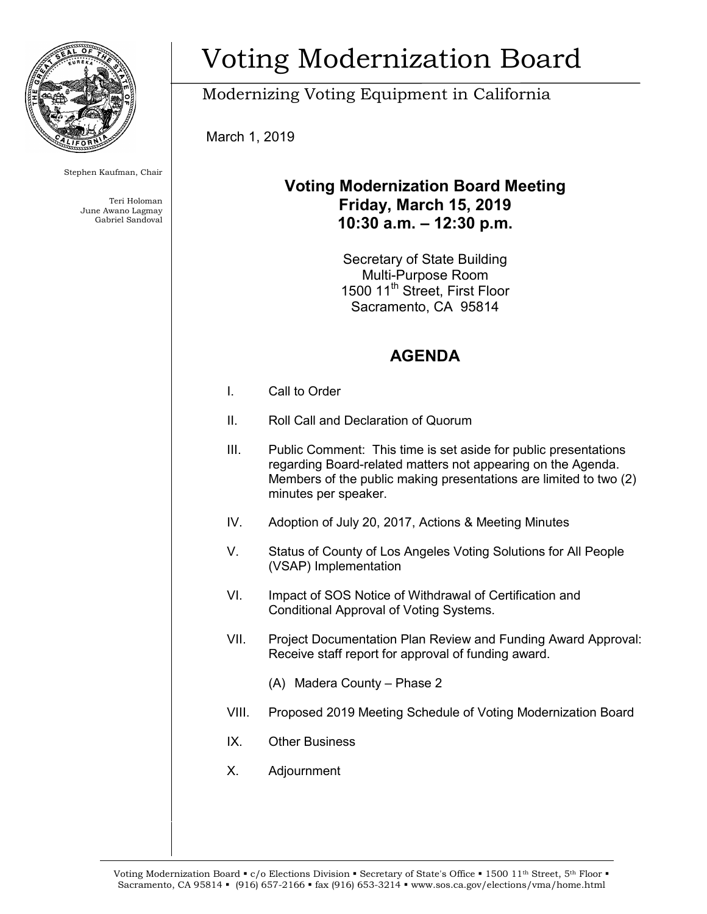# Voting Modernization Board

Modernizing Voting Equipment in California

Stephen Kaufman, Chair

Teri Holoman
June Awano Lagmay
Gabriel Sandoval

March 1, 2019

## Voting Modernization Board Meeting
## Friday, March 15, 2019
## 10:30 a.m. – 12:30 p.m.

Secretary of State Building
Multi-Purpose Room
1500 11th Street, First Floor
Sacramento, CA 95814

## AGENDA

I. Call to Order

II. Roll Call and Declaration of Quorum

III. Public Comment: This time is set aside for public presentations regarding Board-related matters not appearing on the Agenda. Members of the public making presentations are limited to two (2) minutes per speaker.

IV. Adoption of July 20, 2017, Actions & Meeting Minutes

V. Status of County of Los Angeles Voting Solutions for All People (VSAP) Implementation

VI. Impact of SOS Notice of Withdrawal of Certification and Conditional Approval of Voting Systems.

VII. Project Documentation Plan Review and Funding Award Approval: Receive staff report for approval of funding award.

   (A) Madera County – Phase 2

VIII. Proposed 2019 Meeting Schedule of Voting Modernization Board

IX. Other Business

X. Adjournment

Voting Modernization Board ▪ c/o Elections Division ▪ Secretary of State's Office ▪ 1500 11th Street, 5th Floor ▪ Sacramento, CA 95814 ▪ (916) 657-2166 ▪ fax (916) 653-3214 ▪ www.sos.ca.gov/elections/vma/home.html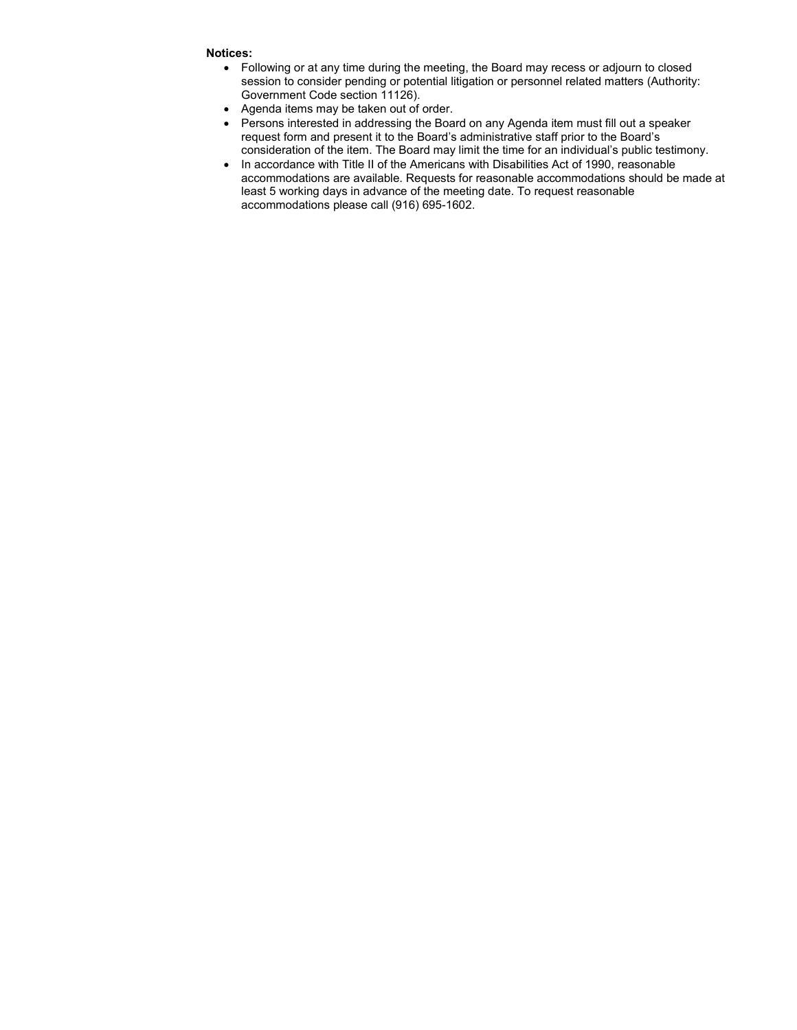**Notices:**

- Following or at any time during the meeting, the Board may recess or adjourn to closed session to consider pending or potential litigation or personnel related matters (Authority: Government Code section 11126).
- Agenda items may be taken out of order.
- Persons interested in addressing the Board on any Agenda item must fill out a speaker request form and present it to the Board's administrative staff prior to the Board's consideration of the item. The Board may limit the time for an individual's public testimony.
- In accordance with Title II of the Americans with Disabilities Act of 1990, reasonable accommodations are available. Requests for reasonable accommodations should be made at least 5 working days in advance of the meeting date. To request reasonable accommodations please call (916) 695-1602.